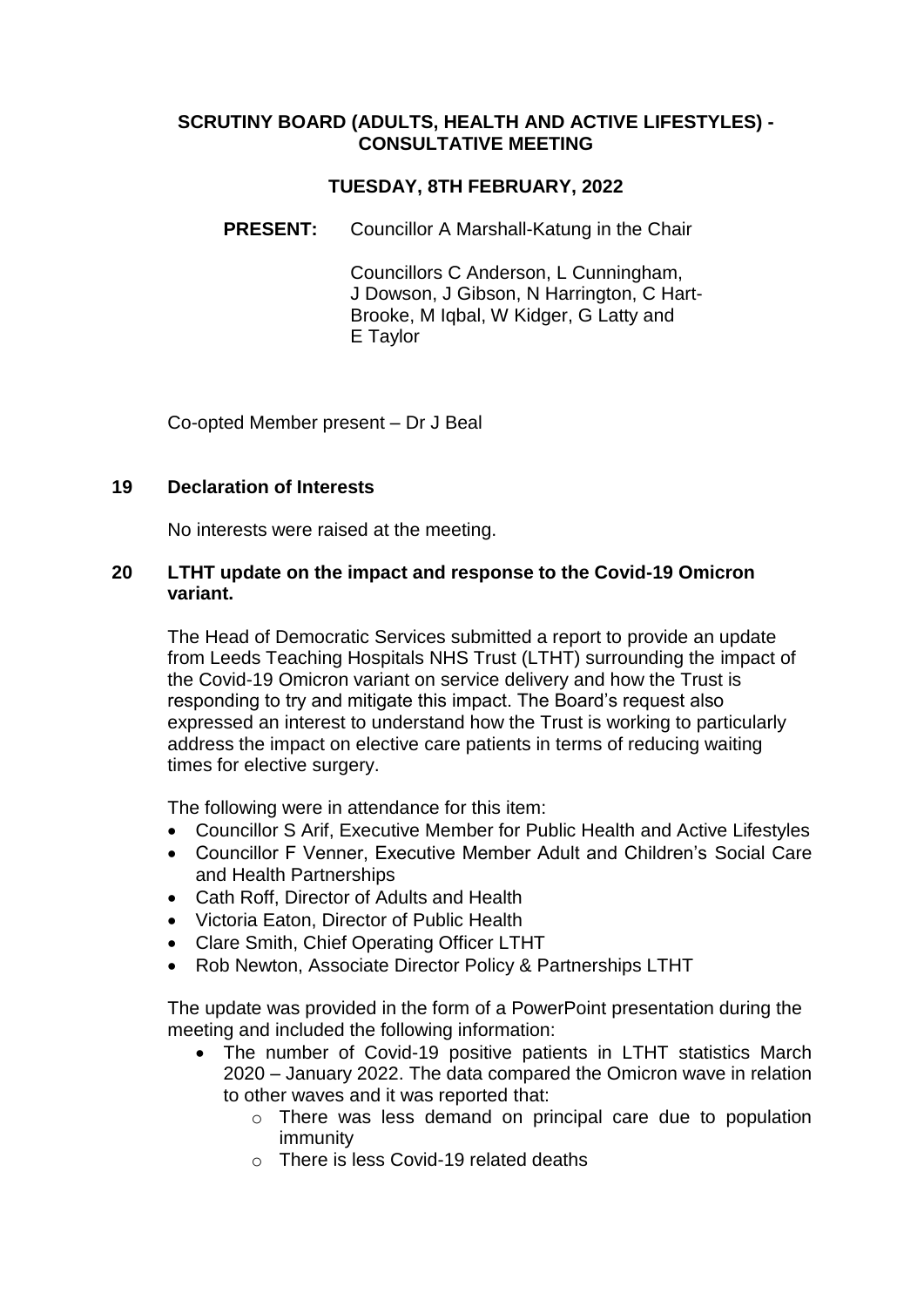# SCRUTINY BOARD (ADULTS, HEALTH AND ACTIVE LIFESTYLES) - CONSULTATIVE MEETING

## TUESDAY, 8TH FEBRUARY, 2022

**PRESENT:** Councillor A Marshall-Katung in the Chair

Councillors C Anderson, L Cunningham, J Dowson, J Gibson, N Harrington, C Hart-Brooke, M Iqbal, W Kidger, G Latty and E Taylor

Co-opted Member present – Dr J Beal

### 19 Declaration of Interests

No interests were raised at the meeting.

### 20 LTHT update on the impact and response to the Covid-19 Omicron variant.

The Head of Democratic Services submitted a report to provide an update from Leeds Teaching Hospitals NHS Trust (LTHT) surrounding the impact of the Covid-19 Omicron variant on service delivery and how the Trust is responding to try and mitigate this impact. The Board's request also expressed an interest to understand how the Trust is working to particularly address the impact on elective care patients in terms of reducing waiting times for elective surgery.

The following were in attendance for this item:

- Councillor S Arif, Executive Member for Public Health and Active Lifestyles
- Councillor F Venner, Executive Member Adult and Children's Social Care and Health Partnerships
- Cath Roff, Director of Adults and Health
- Victoria Eaton, Director of Public Health
- Clare Smith, Chief Operating Officer LTHT
- Rob Newton, Associate Director Policy & Partnerships LTHT

The update was provided in the form of a PowerPoint presentation during the meeting and included the following information:

- The number of Covid-19 positive patients in LTHT statistics March 2020 – January 2022. The data compared the Omicron wave in relation to other waves and it was reported that:
  - There was less demand on principal care due to population immunity
  - There is less Covid-19 related deaths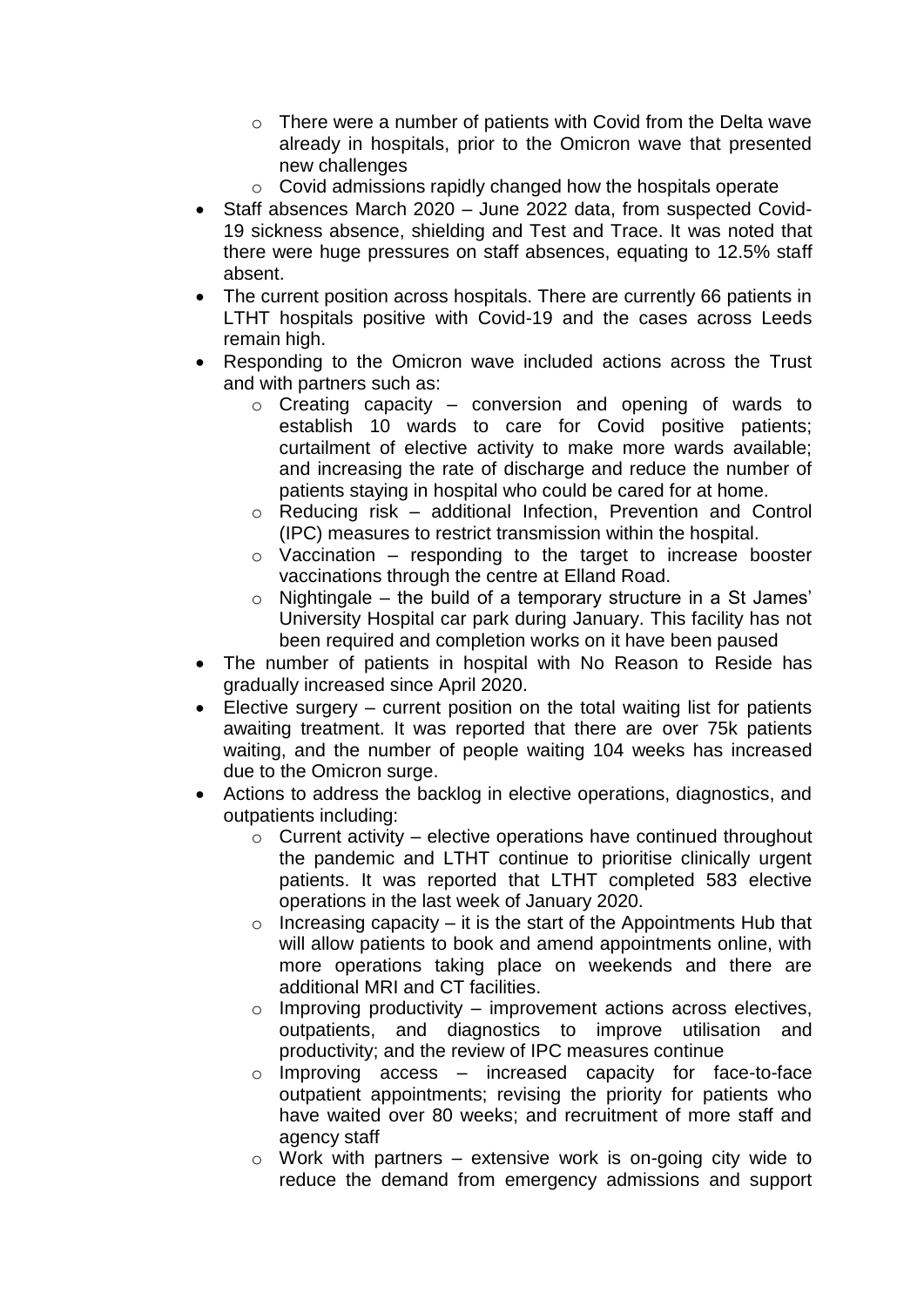- There were a number of patients with Covid from the Delta wave already in hospitals, prior to the Omicron wave that presented new challenges
    - Covid admissions rapidly changed how the hospitals operate
- Staff absences March 2020 – June 2022 data, from suspected Covid-19 sickness absence, shielding and Test and Trace. It was noted that there were huge pressures on staff absences, equating to 12.5% staff absent.
- The current position across hospitals. There are currently 66 patients in LTHT hospitals positive with Covid-19 and the cases across Leeds remain high.
- Responding to the Omicron wave included actions across the Trust and with partners such as:
    - Creating capacity – conversion and opening of wards to establish 10 wards to care for Covid positive patients; curtailment of elective activity to make more wards available; and increasing the rate of discharge and reduce the number of patients staying in hospital who could be cared for at home.
    - Reducing risk – additional Infection, Prevention and Control (IPC) measures to restrict transmission within the hospital.
    - Vaccination – responding to the target to increase booster vaccinations through the centre at Elland Road.
    - Nightingale – the build of a temporary structure in a St James' University Hospital car park during January. This facility has not been required and completion works on it have been paused
- The number of patients in hospital with No Reason to Reside has gradually increased since April 2020.
- Elective surgery – current position on the total waiting list for patients awaiting treatment. It was reported that there are over 75k patients waiting, and the number of people waiting 104 weeks has increased due to the Omicron surge.
- Actions to address the backlog in elective operations, diagnostics, and outpatients including:
    - Current activity – elective operations have continued throughout the pandemic and LTHT continue to prioritise clinically urgent patients. It was reported that LTHT completed 583 elective operations in the last week of January 2020.
    - Increasing capacity – it is the start of the Appointments Hub that will allow patients to book and amend appointments online, with more operations taking place on weekends and there are additional MRI and CT facilities.
    - Improving productivity – improvement actions across electives, outpatients, and diagnostics to improve utilisation and productivity; and the review of IPC measures continue
    - Improving access – increased capacity for face-to-face outpatient appointments; revising the priority for patients who have waited over 80 weeks; and recruitment of more staff and agency staff
    - Work with partners – extensive work is on-going city wide to reduce the demand from emergency admissions and support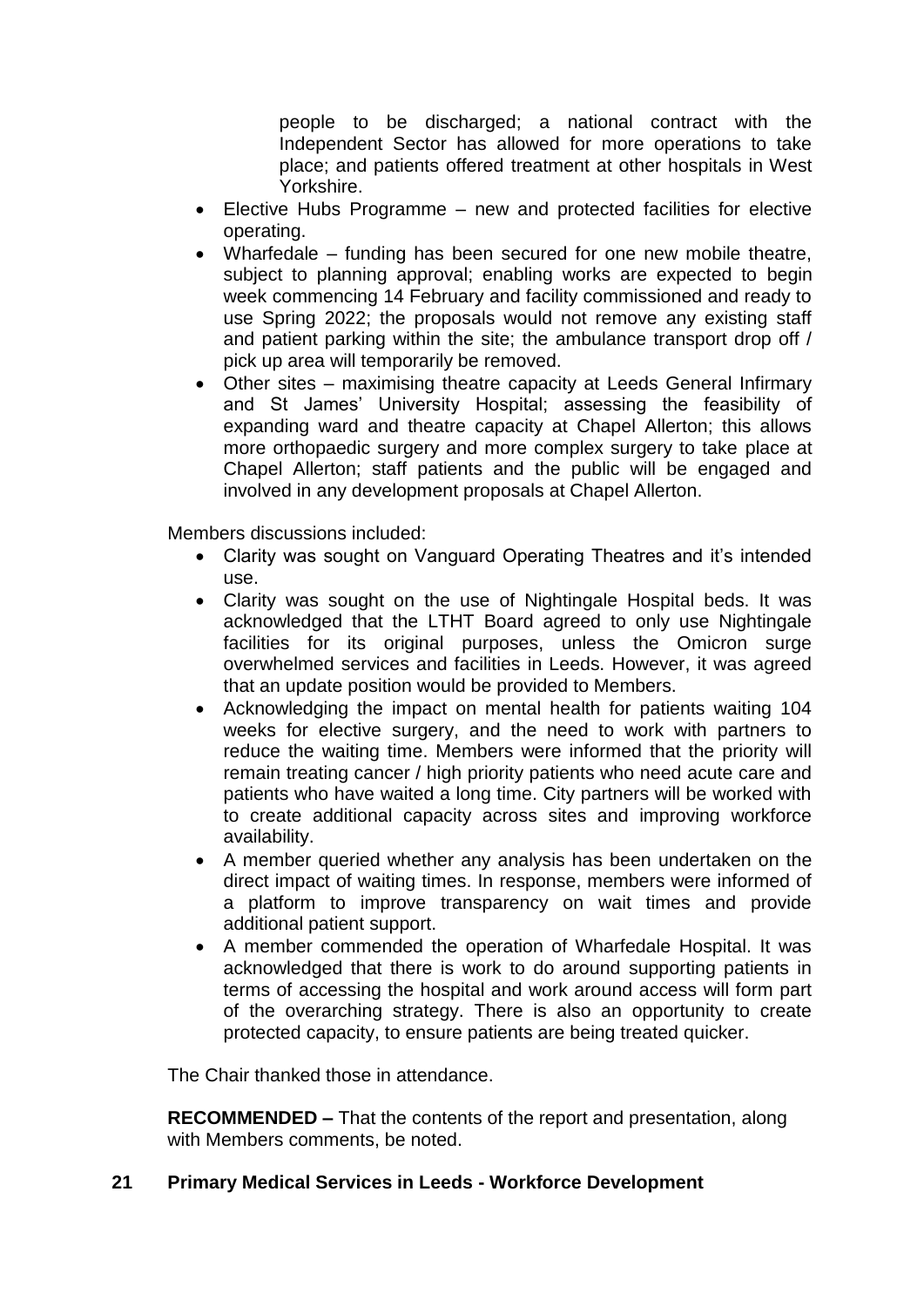people to be discharged; a national contract with the Independent Sector has allowed for more operations to take place; and patients offered treatment at other hospitals in West Yorkshire.

- Elective Hubs Programme – new and protected facilities for elective operating.
- Wharfedale – funding has been secured for one new mobile theatre, subject to planning approval; enabling works are expected to begin week commencing 14 February and facility commissioned and ready to use Spring 2022; the proposals would not remove any existing staff and patient parking within the site; the ambulance transport drop off / pick up area will temporarily be removed.
- Other sites – maximising theatre capacity at Leeds General Infirmary and St James' University Hospital; assessing the feasibility of expanding ward and theatre capacity at Chapel Allerton; this allows more orthopaedic surgery and more complex surgery to take place at Chapel Allerton; staff patients and the public will be engaged and involved in any development proposals at Chapel Allerton.

Members discussions included:

- Clarity was sought on Vanguard Operating Theatres and it's intended use.
- Clarity was sought on the use of Nightingale Hospital beds. It was acknowledged that the LTHT Board agreed to only use Nightingale facilities for its original purposes, unless the Omicron surge overwhelmed services and facilities in Leeds. However, it was agreed that an update position would be provided to Members.
- Acknowledging the impact on mental health for patients waiting 104 weeks for elective surgery, and the need to work with partners to reduce the waiting time. Members were informed that the priority will remain treating cancer / high priority patients who need acute care and patients who have waited a long time. City partners will be worked with to create additional capacity across sites and improving workforce availability.
- A member queried whether any analysis has been undertaken on the direct impact of waiting times. In response, members were informed of a platform to improve transparency on wait times and provide additional patient support.
- A member commended the operation of Wharfedale Hospital. It was acknowledged that there is work to do around supporting patients in terms of accessing the hospital and work around access will form part of the overarching strategy. There is also an opportunity to create protected capacity, to ensure patients are being treated quicker.

The Chair thanked those in attendance.

**RECOMMENDED –** That the contents of the report and presentation, along with Members comments, be noted.

## 21 Primary Medical Services in Leeds - Workforce Development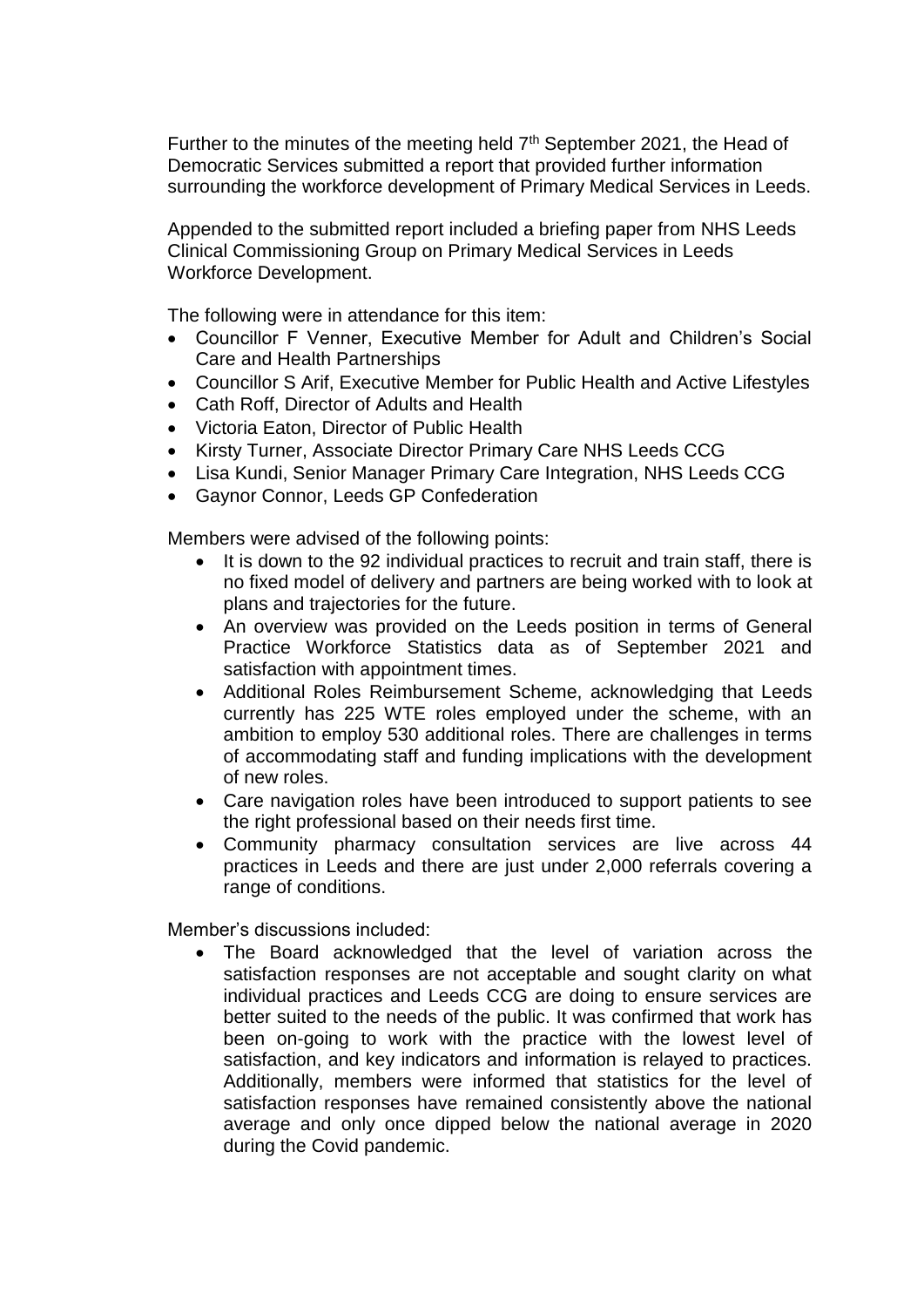Further to the minutes of the meeting held 7th September 2021, the Head of Democratic Services submitted a report that provided further information surrounding the workforce development of Primary Medical Services in Leeds.

Appended to the submitted report included a briefing paper from NHS Leeds Clinical Commissioning Group on Primary Medical Services in Leeds Workforce Development.

The following were in attendance for this item:

- Councillor F Venner, Executive Member for Adult and Children's Social Care and Health Partnerships
- Councillor S Arif, Executive Member for Public Health and Active Lifestyles
- Cath Roff, Director of Adults and Health
- Victoria Eaton, Director of Public Health
- Kirsty Turner, Associate Director Primary Care NHS Leeds CCG
- Lisa Kundi, Senior Manager Primary Care Integration, NHS Leeds CCG
- Gaynor Connor, Leeds GP Confederation

Members were advised of the following points:

- It is down to the 92 individual practices to recruit and train staff, there is no fixed model of delivery and partners are being worked with to look at plans and trajectories for the future.
- An overview was provided on the Leeds position in terms of General Practice Workforce Statistics data as of September 2021 and satisfaction with appointment times.
- Additional Roles Reimbursement Scheme, acknowledging that Leeds currently has 225 WTE roles employed under the scheme, with an ambition to employ 530 additional roles. There are challenges in terms of accommodating staff and funding implications with the development of new roles.
- Care navigation roles have been introduced to support patients to see the right professional based on their needs first time.
- Community pharmacy consultation services are live across 44 practices in Leeds and there are just under 2,000 referrals covering a range of conditions.

Member's discussions included:

- The Board acknowledged that the level of variation across the satisfaction responses are not acceptable and sought clarity on what individual practices and Leeds CCG are doing to ensure services are better suited to the needs of the public. It was confirmed that work has been on-going to work with the practice with the lowest level of satisfaction, and key indicators and information is relayed to practices. Additionally, members were informed that statistics for the level of satisfaction responses have remained consistently above the national average and only once dipped below the national average in 2020 during the Covid pandemic.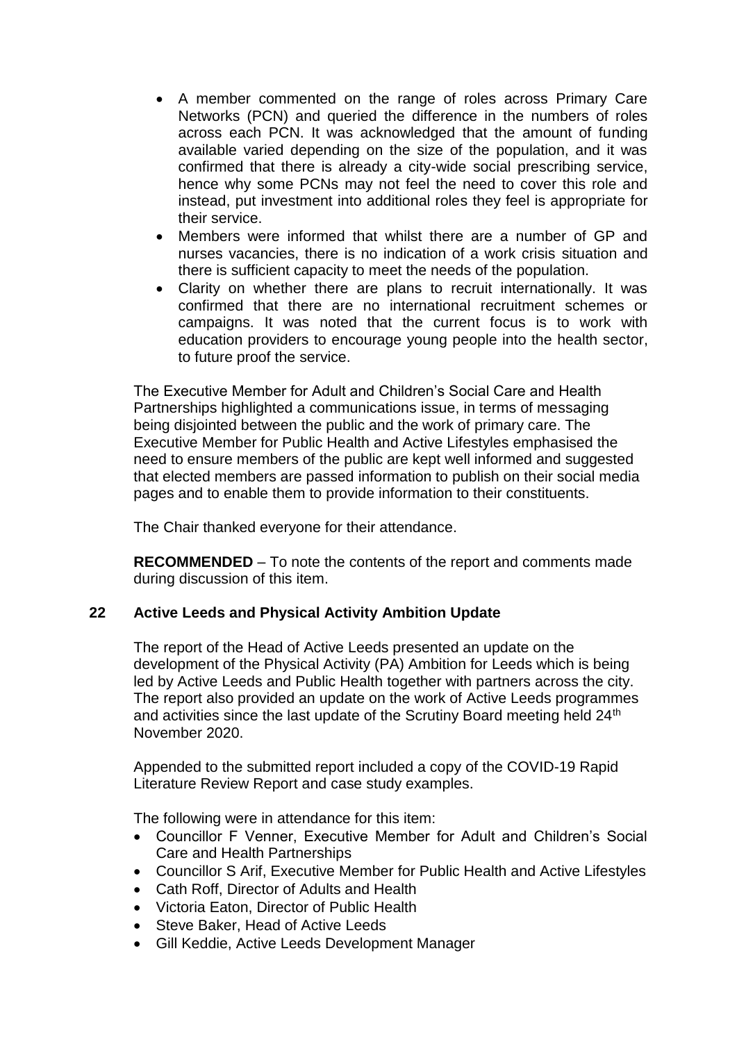- A member commented on the range of roles across Primary Care Networks (PCN) and queried the difference in the numbers of roles across each PCN. It was acknowledged that the amount of funding available varied depending on the size of the population, and it was confirmed that there is already a city-wide social prescribing service, hence why some PCNs may not feel the need to cover this role and instead, put investment into additional roles they feel is appropriate for their service.
- Members were informed that whilst there are a number of GP and nurses vacancies, there is no indication of a work crisis situation and there is sufficient capacity to meet the needs of the population.
- Clarity on whether there are plans to recruit internationally. It was confirmed that there are no international recruitment schemes or campaigns. It was noted that the current focus is to work with education providers to encourage young people into the health sector, to future proof the service.

The Executive Member for Adult and Children's Social Care and Health Partnerships highlighted a communications issue, in terms of messaging being disjointed between the public and the work of primary care. The Executive Member for Public Health and Active Lifestyles emphasised the need to ensure members of the public are kept well informed and suggested that elected members are passed information to publish on their social media pages and to enable them to provide information to their constituents.

The Chair thanked everyone for their attendance.

**RECOMMENDED** – To note the contents of the report and comments made during discussion of this item.

## 22 Active Leeds and Physical Activity Ambition Update

The report of the Head of Active Leeds presented an update on the development of the Physical Activity (PA) Ambition for Leeds which is being led by Active Leeds and Public Health together with partners across the city. The report also provided an update on the work of Active Leeds programmes and activities since the last update of the Scrutiny Board meeting held 24th November 2020.

Appended to the submitted report included a copy of the COVID-19 Rapid Literature Review Report and case study examples.

The following were in attendance for this item:

- Councillor F Venner, Executive Member for Adult and Children's Social Care and Health Partnerships
- Councillor S Arif, Executive Member for Public Health and Active Lifestyles
- Cath Roff, Director of Adults and Health
- Victoria Eaton, Director of Public Health
- Steve Baker, Head of Active Leeds
- Gill Keddie, Active Leeds Development Manager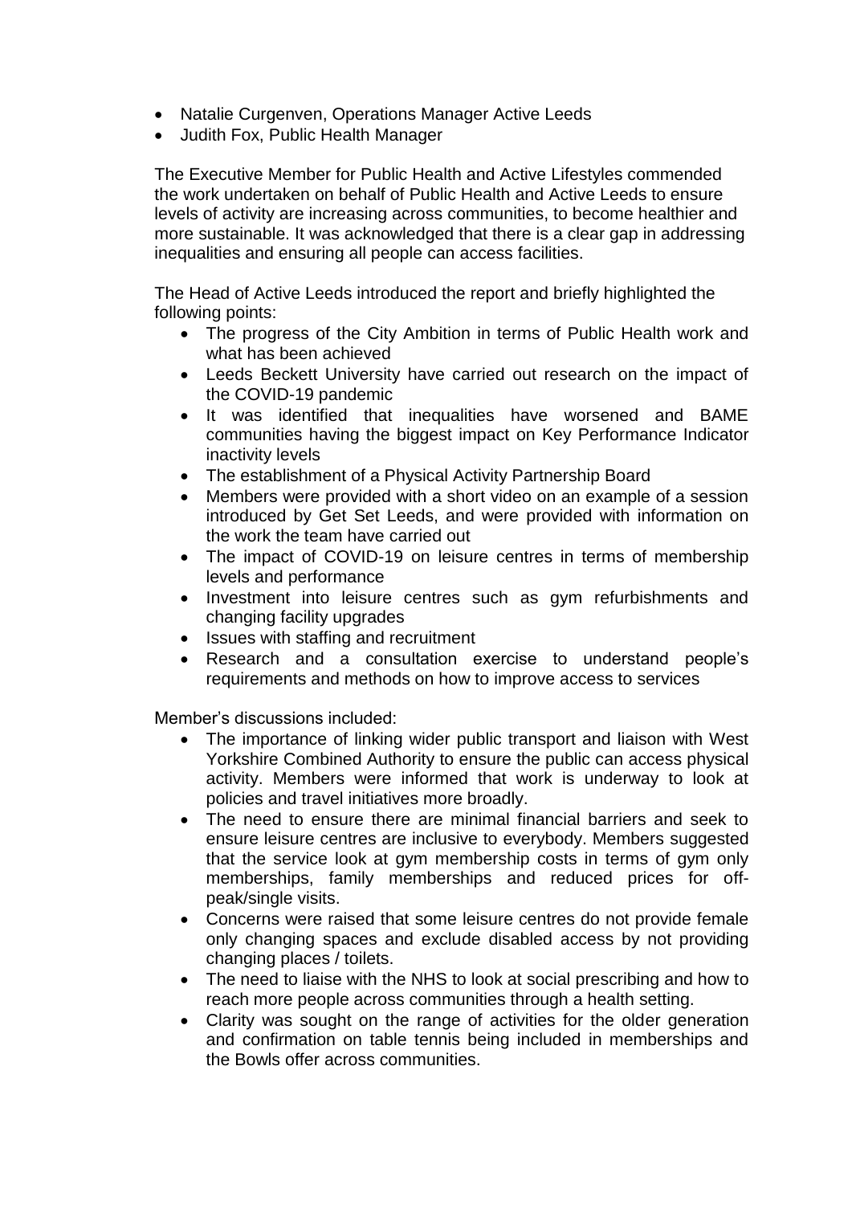- Natalie Curgenven, Operations Manager Active Leeds
- Judith Fox, Public Health Manager

The Executive Member for Public Health and Active Lifestyles commended the work undertaken on behalf of Public Health and Active Leeds to ensure levels of activity are increasing across communities, to become healthier and more sustainable. It was acknowledged that there is a clear gap in addressing inequalities and ensuring all people can access facilities.

The Head of Active Leeds introduced the report and briefly highlighted the following points:

- The progress of the City Ambition in terms of Public Health work and what has been achieved
- Leeds Beckett University have carried out research on the impact of the COVID-19 pandemic
- It was identified that inequalities have worsened and BAME communities having the biggest impact on Key Performance Indicator inactivity levels
- The establishment of a Physical Activity Partnership Board
- Members were provided with a short video on an example of a session introduced by Get Set Leeds, and were provided with information on the work the team have carried out
- The impact of COVID-19 on leisure centres in terms of membership levels and performance
- Investment into leisure centres such as gym refurbishments and changing facility upgrades
- Issues with staffing and recruitment
- Research and a consultation exercise to understand people's requirements and methods on how to improve access to services

Member's discussions included:

- The importance of linking wider public transport and liaison with West Yorkshire Combined Authority to ensure the public can access physical activity. Members were informed that work is underway to look at policies and travel initiatives more broadly.
- The need to ensure there are minimal financial barriers and seek to ensure leisure centres are inclusive to everybody. Members suggested that the service look at gym membership costs in terms of gym only memberships, family memberships and reduced prices for off-peak/single visits.
- Concerns were raised that some leisure centres do not provide female only changing spaces and exclude disabled access by not providing changing places / toilets.
- The need to liaise with the NHS to look at social prescribing and how to reach more people across communities through a health setting.
- Clarity was sought on the range of activities for the older generation and confirmation on table tennis being included in memberships and the Bowls offer across communities.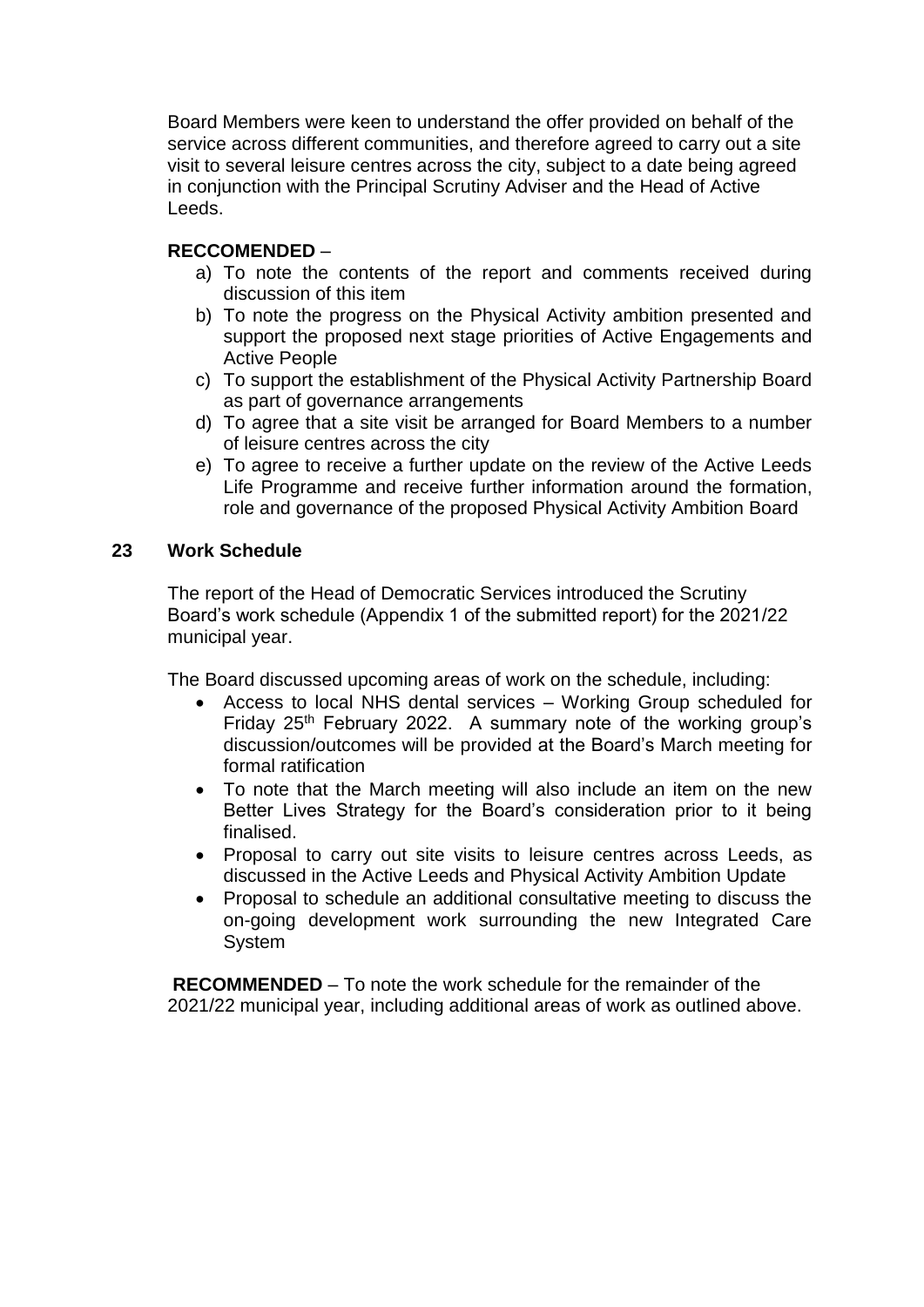Board Members were keen to understand the offer provided on behalf of the service across different communities, and therefore agreed to carry out a site visit to several leisure centres across the city, subject to a date being agreed in conjunction with the Principal Scrutiny Adviser and the Head of Active Leeds.

**RECCOMENDED** –

a) To note the contents of the report and comments received during discussion of this item
b) To note the progress on the Physical Activity ambition presented and support the proposed next stage priorities of Active Engagements and Active People
c) To support the establishment of the Physical Activity Partnership Board as part of governance arrangements
d) To agree that a site visit be arranged for Board Members to a number of leisure centres across the city
e) To agree to receive a further update on the review of the Active Leeds Life Programme and receive further information around the formation, role and governance of the proposed Physical Activity Ambition Board

## 23 Work Schedule

The report of the Head of Democratic Services introduced the Scrutiny Board's work schedule (Appendix 1 of the submitted report) for the 2021/22 municipal year.

The Board discussed upcoming areas of work on the schedule, including:

- Access to local NHS dental services – Working Group scheduled for Friday 25th February 2022. A summary note of the working group's discussion/outcomes will be provided at the Board's March meeting for formal ratification
- To note that the March meeting will also include an item on the new Better Lives Strategy for the Board's consideration prior to it being finalised.
- Proposal to carry out site visits to leisure centres across Leeds, as discussed in the Active Leeds and Physical Activity Ambition Update
- Proposal to schedule an additional consultative meeting to discuss the on-going development work surrounding the new Integrated Care System

**RECOMMENDED** – To note the work schedule for the remainder of the 2021/22 municipal year, including additional areas of work as outlined above.